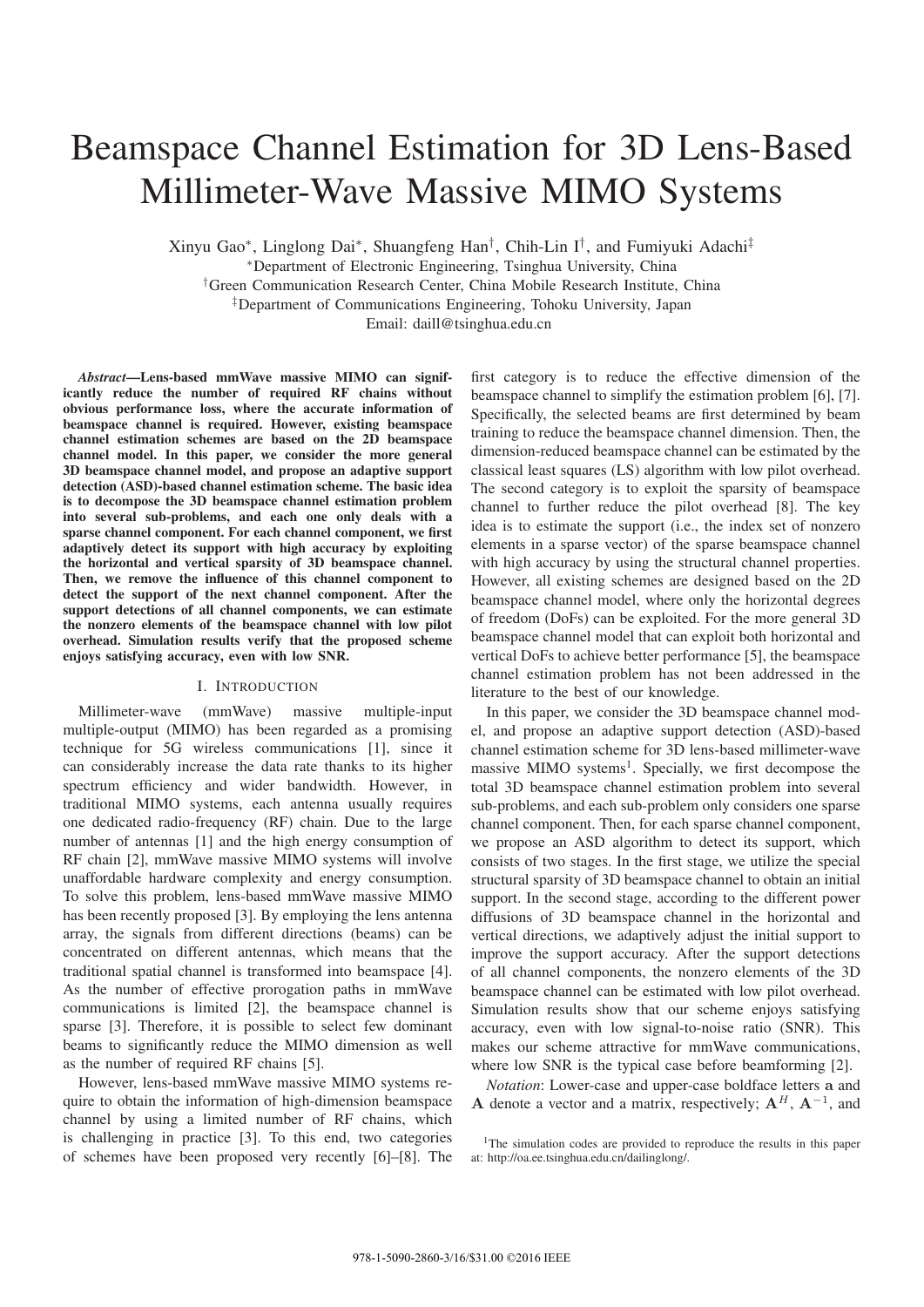# Beamspace Channel Estimation for 3D Lens-Based Millimeter-Wave Massive MIMO Systems

Xinyu Gao*, Linglong Dai*, Shuangfeng Han†, Chih-Lin I†, and Fumiyuki Adachi‡

*Department of Electronic Engineering, Tsinghua University, China

†Green Communication Research Center, China Mobile Research Institute, China

‡Department of Communications Engineering, Tohoku University, Japan

Email: daill@tsinghua.edu.cn

***Abstract*—Lens-based mmWave massive MIMO can significantly reduce the number of required RF chains without obvious performance loss, where the accurate information of beamspace channel is required. However, existing beamspace channel estimation schemes are based on the 2D beamspace channel model. In this paper, we consider the more general 3D beamspace channel model, and propose an adaptive support detection (ASD)-based channel estimation scheme. The basic idea is to decompose the 3D beamspace channel estimation problem into several sub-problems, and each one only deals with a sparse channel component. For each channel component, we first adaptively detect its support with high accuracy by exploiting the horizontal and vertical sparsity of 3D beamspace channel. Then, we remove the influence of this channel component to detect the support of the next channel component. After the support detections of all channel components, we can estimate the nonzero elements of the beamspace channel with low pilot overhead. Simulation results verify that the proposed scheme enjoys satisfying accuracy, even with low SNR.**

## I. Introduction

Millimeter-wave (mmWave) massive multiple-input multiple-output (MIMO) has been regarded as a promising technique for 5G wireless communications [1], since it can considerably increase the data rate thanks to its higher spectrum efficiency and wider bandwidth. However, in traditional MIMO systems, each antenna usually requires one dedicated radio-frequency (RF) chain. Due to the large number of antennas [1] and the high energy consumption of RF chain [2], mmWave massive MIMO systems will involve unaffordable hardware complexity and energy consumption. To solve this problem, lens-based mmWave massive MIMO has been recently proposed [3]. By employing the lens antenna array, the signals from different directions (beams) can be concentrated on different antennas, which means that the traditional spatial channel is transformed into beamspace [4]. As the number of effective prorogation paths in mmWave communications is limited [2], the beamspace channel is sparse [3]. Therefore, it is possible to select few dominant beams to significantly reduce the MIMO dimension as well as the number of required RF chains [5].

However, lens-based mmWave massive MIMO systems require to obtain the information of high-dimension beamspace channel by using a limited number of RF chains, which is challenging in practice [3]. To this end, two categories of schemes have been proposed very recently [6]–[8]. The first category is to reduce the effective dimension of the beamspace channel to simplify the estimation problem [6], [7]. Specifically, the selected beams are first determined by beam training to reduce the beamspace channel dimension. Then, the dimension-reduced beamspace channel can be estimated by the classical least squares (LS) algorithm with low pilot overhead. The second category is to exploit the sparsity of beamspace channel to further reduce the pilot overhead [8]. The key idea is to estimate the support (i.e., the index set of nonzero elements in a sparse vector) of the sparse beamspace channel with high accuracy by using the structural channel properties. However, all existing schemes are designed based on the 2D beamspace channel model, where only the horizontal degrees of freedom (DoFs) can be exploited. For the more general 3D beamspace channel model that can exploit both horizontal and vertical DoFs to achieve better performance [5], the beamspace channel estimation problem has not been addressed in the literature to the best of our knowledge.

In this paper, we consider the 3D beamspace channel model, and propose an adaptive support detection (ASD)-based channel estimation scheme for 3D lens-based millimeter-wave massive MIMO systems[1]. Specially, we first decompose the total 3D beamspace channel estimation problem into several sub-problems, and each sub-problem only considers one sparse channel component. Then, for each sparse channel component, we propose an ASD algorithm to detect its support, which consists of two stages. In the first stage, we utilize the special structural sparsity of 3D beamspace channel to obtain an initial support. In the second stage, according to the different power diffusions of 3D beamspace channel in the horizontal and vertical directions, we adaptively adjust the initial support to improve the support accuracy. After the support detections of all channel components, the nonzero elements of the 3D beamspace channel can be estimated with low pilot overhead. Simulation results show that our scheme enjoys satisfying accuracy, even with low signal-to-noise ratio (SNR). This makes our scheme attractive for mmWave communications, where low SNR is the typical case before beamforming [2].

*Notation*: Lower-case and upper-case boldface letters $\mathbf{a}$ and $\mathbf{A}$ denote a vector and a matrix, respectively; $\mathbf{A}^H$, $\mathbf{A}^{-1}$, and

[1]The simulation codes are provided to reproduce the results in this paper at: http://oa.ee.tsinghua.edu.cn/dailinglong/.

978-1-5090-2860-3/16/$31.00 ©2016 IEEE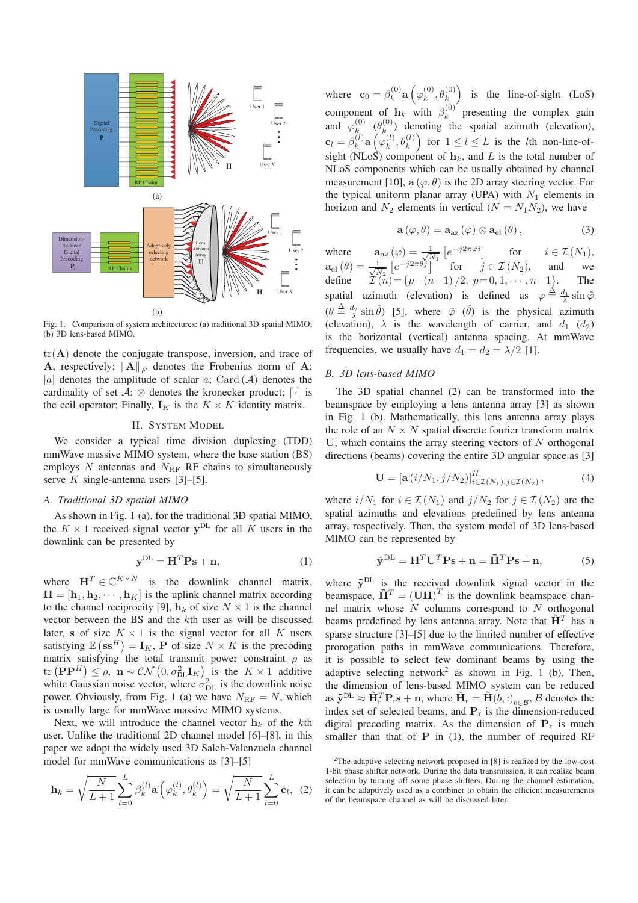Fig. 1. Comparison of system architectures: (a) traditional 3D spatial MIMO; (b) 3D lens-based MIMO.

$\mathrm{tr}(\mathbf{A})$ denote the conjugate transpose, inversion, and trace of $\mathbf{A}$, respectively; $\|\mathbf{A}\|_F$ denotes the Frobenius norm of $\mathbf{A}$; $|a|$ denotes the amplitude of scalar $a$; $\mathrm{Card}(\mathcal{A})$ denotes the cardinality of set $\mathcal{A}$; $\otimes$ denotes the kronecker product; $\lceil\cdot\rceil$ is the ceil operator; Finally, $\mathbf{I}_K$ is the $K\times K$ identity matrix.

## II. System Model

We consider a typical time division duplexing (TDD) mmWave massive MIMO system, where the base station (BS) employs $N$ antennas and $N_{\mathrm{RF}}$ RF chains to simultaneously serve $K$ single-antenna users [3]–[5].

### A. Traditional 3D spatial MIMO

As shown in Fig. 1 (a), for the traditional 3D spatial MIMO, the $K\times 1$ received signal vector $\mathbf{y}^{\mathrm{DL}}$ for all $K$ users in the downlink can be presented by

$$\mathbf{y}^{\mathrm{DL}} = \mathbf{H}^T\mathbf{P}\mathbf{s} + \mathbf{n}, \tag{1}$$

where $\mathbf{H}^T \in \mathbb{C}^{K\times N}$ is the downlink channel matrix, $\mathbf{H} = [\mathbf{h}_1, \mathbf{h}_2, \cdots, \mathbf{h}_K]$ is the uplink channel matrix according to the channel reciprocity [9], $\mathbf{h}_k$ of size $N\times 1$ is the channel vector between the BS and the $k$th user as will be discussed later, $\mathbf{s}$ of size $K\times 1$ is the signal vector for all $K$ users satisfying $\mathbb{E}\left(\mathbf{s}\mathbf{s}^H\right) = \mathbf{I}_K$, $\mathbf{P}$ of size $N\times K$ is the precoding matrix satisfying the total transmit power constraint $\rho$ as $\mathrm{tr}\left(\mathbf{P}\mathbf{P}^H\right) \le \rho$, $\mathbf{n}\sim\mathcal{CN}\left(0, \sigma^2_{\mathrm{DL}}\mathbf{I}_K\right)$ is the $K\times 1$ additive white Gaussian noise vector, where $\sigma^2_{\mathrm{DL}}$ is the downlink noise power. Obviously, from Fig. 1 (a) we have $N_{\mathrm{RF}} = N$, which is usually large for mmWave massive MIMO systems.

Next, we will introduce the channel vector $\mathbf{h}_k$ of the $k$th user. Unlike the traditional 2D channel model [6]–[8], in this paper we adopt the widely used 3D Saleh-Valenzuela channel model for mmWave communications as [3]–[5]

$$\mathbf{h}_k = \sqrt{\frac{N}{L+1}}\sum_{l=0}^{L}\beta_k^{(l)}\mathbf{a}\left(\varphi_k^{(l)}, \theta_k^{(l)}\right) = \sqrt{\frac{N}{L+1}}\sum_{l=0}^{L}\mathbf{c}_l, \tag{2}$$

where $\mathbf{c}_0 = \beta_k^{(0)}\mathbf{a}\left(\varphi_k^{(0)}, \theta_k^{(0)}\right)$ is the line-of-sight (LoS) component of $\mathbf{h}_k$ with $\beta_k^{(0)}$ presenting the complex gain and $\varphi_k^{(0)}$ ($\theta_k^{(0)}$) denoting the spatial azimuth (elevation), $\mathbf{c}_l = \beta_k^{(l)}\mathbf{a}\left(\varphi_k^{(l)}, \theta_k^{(l)}\right)$ for $1\le l\le L$ is the $l$th non-line-of-sight (NLoS) component of $\mathbf{h}_k$, and $L$ is the total number of NLoS components which can be usually obtained by channel measurement [10], $\mathbf{a}(\varphi, \theta)$ is the 2D array steering vector. For the typical uniform planar array (UPA) with $N_1$ elements in horizon and $N_2$ elements in vertical ($N = N_1N_2$), we have

$$\mathbf{a}(\varphi, \theta) = \mathbf{a}_{\mathrm{az}}(\varphi)\otimes\mathbf{a}_{\mathrm{el}}(\theta), \tag{3}$$

where $\mathbf{a}_{\mathrm{az}}(\varphi) = \frac{1}{\sqrt{N_1}}\left[e^{-j2\pi\varphi i}\right]$ for $i\in\mathcal{I}(N_1)$, $\mathbf{a}_{\mathrm{el}}(\theta) = \frac{1}{\sqrt{N_2}}\left[e^{-j2\pi\theta j}\right]$ for $j\in\mathcal{I}(N_2)$, and we define $\mathcal{I}(n) = \{p-(n-1)/2,\ p = 0, 1, \cdots, n-1\}$. The spatial azimuth (elevation) is defined as $\varphi \triangleq \frac{d_1}{\lambda}\sin\tilde{\varphi}$ ($\theta \triangleq \frac{d_2}{\lambda}\sin\tilde{\theta}$) [5], where $\tilde{\varphi}$ ($\tilde{\theta}$) is the physical azimuth (elevation), $\lambda$ is the wavelength of carrier, and $d_1$ ($d_2$) is the horizontal (vertical) antenna spacing. At mmWave frequencies, we usually have $d_1 = d_2 = \lambda/2$ [1].

### B. 3D lens-based MIMO

The 3D spatial channel (2) can be transformed into the beamspace by employing a lens antenna array [3] as shown in Fig. 1 (b). Mathematically, this lens antenna array plays the role of an $N\times N$ spatial discrete fourier transform matrix $\mathbf{U}$, which contains the array steering vectors of $N$ orthogonal directions (beams) covering the entire 3D angular space as [3]

$$\mathbf{U} = \left[\mathbf{a}\left(i/N_1, j/N_2\right)\right]^H_{i\in\mathcal{I}(N_1), j\in\mathcal{I}(N_2)}, \tag{4}$$

where $i/N_1$ for $i\in\mathcal{I}(N_1)$ and $j/N_2$ for $j\in\mathcal{I}(N_2)$ are the spatial azimuths and elevations predefined by lens antenna array, respectively. Then, the system model of 3D lens-based MIMO can be represented by

$$\tilde{\mathbf{y}}^{\mathrm{DL}} = \mathbf{H}^T\mathbf{U}^T\mathbf{P}\mathbf{s} + \mathbf{n} = \tilde{\mathbf{H}}^T\mathbf{P}\mathbf{s} + \mathbf{n}, \tag{5}$$

where $\tilde{\mathbf{y}}^{\mathrm{DL}}$ is the received downlink signal vector in the beamspace, $\tilde{\mathbf{H}}^T = (\mathbf{U}\mathbf{H})^T$ is the downlink beamspace channel matrix whose $N$ columns correspond to $N$ orthogonal beams predefined by lens antenna array. Note that $\tilde{\mathbf{H}}^T$ has a sparse structure [3]–[5] due to the limited number of effective prorogation paths in mmWave communications. Therefore, it is possible to select few dominant beams by using the adaptive selecting network[2] as shown in Fig. 1 (b). Then, the dimension of lens-based MIMO system can be reduced as $\tilde{\mathbf{y}}^{\mathrm{DL}} \approx \tilde{\mathbf{H}}_{\mathrm{r}}^T\mathbf{P}_{\mathrm{r}}\mathbf{s} + \mathbf{n}$, where $\tilde{\mathbf{H}}_{\mathrm{r}} = \tilde{\mathbf{H}}(b,:)_{b\in\mathcal{B}}$, $\mathcal{B}$ denotes the index set of selected beams, and $\mathbf{P}_{\mathrm{r}}$ is the dimension-reduced digital precoding matrix. As the dimension of $\mathbf{P}_{\mathrm{r}}$ is much smaller than that of $\mathbf{P}$ in (1), the number of required RF

[2]The adaptive selecting network proposed in [8] is realized by the low-cost 1-bit phase shifter network. During the data transmission, it can realize beam selection by turning off some phase shifters. During the channel estimation, it can be adaptively used as a combiner to obtain the efficient measurements of the beamspace channel as will be discussed later.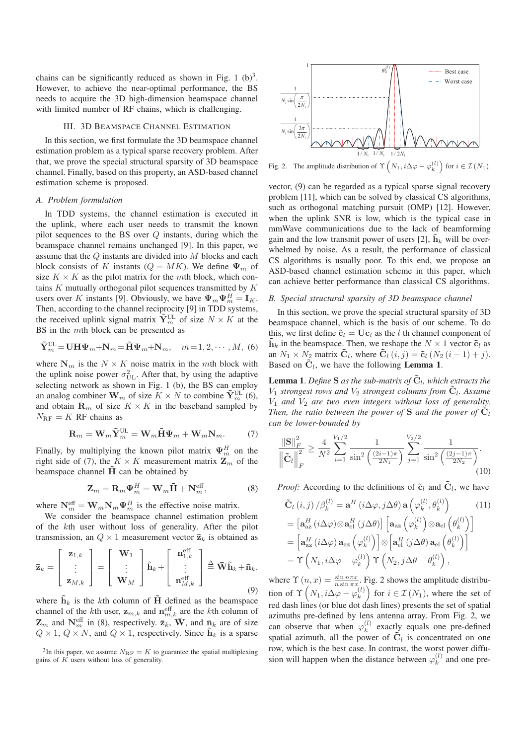chains can be significantly reduced as shown in Fig. 1 (b)[3]. However, to achieve the near-optimal performance, the BS needs to acquire the 3D high-dimension beamspace channel with limited number of RF chains, which is challenging.

## III. 3D Beamspace Channel Estimation

In this section, we first formulate the 3D beamspace channel estimation problem as a typical sparse recovery problem. After that, we prove the special structural sparsity of 3D beamspace channel. Finally, based on this property, an ASD-based channel estimation scheme is proposed.

### A. Problem formulation

In TDD systems, the channel estimation is executed in the uplink, where each user needs to transmit the known pilot sequences to the BS over $Q$ instants, during which the beamspace channel remains unchanged [9]. In this paper, we assume that the $Q$ instants are divided into $M$ blocks and each block consists of $K$ instants ($Q = MK$). We define $\mathbf{\Psi}_m$ of size $K \times K$ as the pilot matrix for the $m$th block, which contains $K$ mutually orthogonal pilot sequences transmitted by $K$ users over $K$ instants [9]. Obviously, we have $\mathbf{\Psi}_m \mathbf{\Psi}_m^H = \mathbf{I}_K$. Then, according to the channel reciprocity [9] in TDD systems, the received uplink signal matrix $\tilde{\mathbf{Y}}_m^{\text{UL}}$ of size $N \times K$ at the BS in the $m$th block can be presented as

$$\tilde{\mathbf{Y}}_m^{\text{UL}} = \mathbf{U}\mathbf{H}\mathbf{\Psi}_m + \mathbf{N}_m = \tilde{\mathbf{H}}\mathbf{\Psi}_m + \mathbf{N}_m, \quad m = 1, 2, \cdots, M, \tag{6}$$

where $\mathbf{N}_m$ is the $N \times K$ noise matrix in the $m$th block with the uplink noise power $\sigma_{\text{UL}}^2$. After that, by using the adaptive selecting network as shown in Fig. 1 (b), the BS can employ an analog combiner $\mathbf{W}_m$ of size $K \times N$ to combine $\tilde{\mathbf{Y}}_m^{\text{UL}}$ (6), and obtain $\mathbf{R}_m$ of size $K \times K$ in the baseband sampled by $N_{\text{RF}} = K$ RF chains as

$$\mathbf{R}_m = \mathbf{W}_m \tilde{\mathbf{Y}}_m^{\text{UL}} = \mathbf{W}_m \tilde{\mathbf{H}} \mathbf{\Psi}_m + \mathbf{W}_m \mathbf{N}_m. \tag{7}$$

Finally, by multiplying the known pilot matrix $\mathbf{\Psi}_m^H$ on the right side of (7), the $K \times K$ measurement matrix $\mathbf{Z}_m$ of the beamspace channel $\tilde{\mathbf{H}}$ can be obtained by

$$\mathbf{Z}_m = \mathbf{R}_m \mathbf{\Psi}_m^H = \mathbf{W}_m \tilde{\mathbf{H}} + \mathbf{N}_m^{\text{eff}}, \tag{8}$$

where $\mathbf{N}_m^{\text{eff}} = \mathbf{W}_m \mathbf{N}_m \mathbf{\Psi}_m^H$ is the effective noise matrix.

We consider the beamspace channel estimation problem of the $k$th user without loss of generality. After the pilot transmission, an $Q \times 1$ measurement vector $\bar{\mathbf{z}}_k$ is obtained as

$$\bar{\mathbf{z}}_k = \begin{bmatrix} \mathbf{z}_{1,k} \\ \vdots \\ \mathbf{z}_{M,k} \end{bmatrix} = \begin{bmatrix} \mathbf{W}_1 \\ \vdots \\ \mathbf{W}_M \end{bmatrix} \tilde{\mathbf{h}}_k + \begin{bmatrix} \mathbf{n}_{1,k}^{\text{eff}} \\ \vdots \\ \mathbf{n}_{M,k}^{\text{eff}} \end{bmatrix} \triangleq \bar{\mathbf{W}} \tilde{\mathbf{h}}_k + \bar{\mathbf{n}}_k, \tag{9}$$

where $\tilde{\mathbf{h}}_k$ is the $k$th column of $\tilde{\mathbf{H}}$ defined as the beamspace channel of the $k$th user, $\mathbf{z}_{m,k}$ and $\mathbf{n}_{m,k}^{\text{eff}}$ are the $k$th column of $\mathbf{Z}_m$ and $\mathbf{N}_m^{\text{eff}}$ in (8), respectively. $\bar{\mathbf{z}}_k$, $\bar{\mathbf{W}}$, and $\bar{\mathbf{n}}_k$ are of size $Q \times 1$, $Q \times N$, and $Q \times 1$, respectively. Since $\tilde{\mathbf{h}}_k$ is a sparse vector, (9) can be regarded as a typical sparse signal recovery problem [11], which can be solved by classical CS algorithms, such as orthogonal matching pursuit (OMP) [12]. However, when the uplink SNR is low, which is the typical case in mmWave communications due to the lack of beamforming gain and the low transmit power of users [2], $\tilde{\mathbf{h}}_k$ will be overwhelmed by noise. As a result, the performance of classical CS algorithms is usually poor. To this end, we propose an ASD-based channel estimation scheme in this paper, which can achieve better performance than classical CS algorithms.

[3] In this paper, we assume $N_{\text{RF}} = K$ to guarantee the spatial multiplexing gains of $K$ users without loss of generality.

Fig. 2. The amplitude distribution of $\Upsilon\left(N_1, i\Delta\varphi - \varphi_k^{(l)}\right)$ for $i \in \mathcal{I}(N_1)$.

### B. Special structural sparsity of 3D beamspace channel

In this section, we prove the special structural sparsity of 3D beamspace channel, which is the basis of our scheme. To do this, we first define $\tilde{\mathbf{c}}_l = \mathbf{U}\mathbf{c}_l$ as the $l$ th channel component of $\tilde{\mathbf{h}}_k$ in the beamspace. Then, we reshape the $N \times 1$ vector $\tilde{\mathbf{c}}_l$ as an $N_1 \times N_2$ matrix $\tilde{\mathbf{C}}_l$, where $\tilde{\mathbf{C}}_l(i,j) = \tilde{\mathbf{c}}_l(N_2(i-1)+j)$. Based on $\tilde{\mathbf{C}}_l$, we have the following **Lemma 1**.

**Lemma 1**. *Define* $\mathbf{S}$ *as the sub-matrix of* $\tilde{\mathbf{C}}_l$*, which extracts the* $V_1$ *strongest rows and* $V_2$ *strongest columns from* $\tilde{\mathbf{C}}_l$*. Assume* $V_1$ *and* $V_2$ *are two even integers without loss of generality. Then, the ratio between the power of* $\mathbf{S}$ *and the power of* $\tilde{\mathbf{C}}_l$ *can be lower-bounded by*

$$\frac{\|\mathbf{S}\|_F^2}{\left\|\tilde{\mathbf{C}}_l\right\|_F^2} \geq \frac{4}{N^2} \sum_{i=1}^{V_1/2} \frac{1}{\sin^2\left(\frac{(2i-1)\pi}{2N_1}\right)} \sum_{j=1}^{V_2/2} \frac{1}{\sin^2\left(\frac{(2j-1)\pi}{2N_2}\right)}. \tag{10}$$

*Proof:* According to the definitions of $\tilde{\mathbf{c}}_l$ and $\tilde{\mathbf{C}}_l$, we have

$$\begin{aligned}
\tilde{\mathbf{C}}_l(i,j)/\beta_k^{(l)} &= \mathbf{a}^H(i\Delta\varphi, j\Delta\theta)\,\mathbf{a}\left(\varphi_k^{(l)}, \theta_k^{(l)}\right) \qquad (11)\\
&= \left[\mathbf{a}_{\text{az}}^H(i\Delta\varphi) \otimes \mathbf{a}_{\text{el}}^H(j\Delta\theta)\right]\left[\mathbf{a}_{\text{az}}\left(\varphi_k^{(l)}\right) \otimes \mathbf{a}_{\text{el}}\left(\theta_k^{(l)}\right)\right] \\
&= \left[\mathbf{a}_{\text{az}}^H(i\Delta\varphi)\,\mathbf{a}_{\text{az}}\left(\varphi_k^{(l)}\right)\right] \otimes \left[\mathbf{a}_{\text{el}}^H(j\Delta\theta)\,\mathbf{a}_{\text{el}}\left(\theta_k^{(l)}\right)\right] \\
&= \Upsilon\left(N_1, i\Delta\varphi - \varphi_k^{(l)}\right)\Upsilon\left(N_2, j\Delta\theta - \theta_k^{(l)}\right),
\end{aligned}$$

where $\Upsilon(n,x) = \frac{\sin n\pi x}{n \sin \pi x}$. Fig. 2 shows the amplitude distribution of $\Upsilon\left(N_1, i\Delta\varphi - \varphi_k^{(l)}\right)$ for $i \in \mathcal{I}(N_1)$, where the set of red dash lines (or blue dot dash lines) presents the set of spatial azimuths pre-defined by lens antenna array. From Fig. 2, we can observe that when $\varphi_k^{(l)}$ exactly equals one pre-defined spatial azimuth, all the power of $\tilde{\mathbf{C}}_l$ is concentrated on one row, which is the best case. In contrast, the worst power diffusion will happen when the distance between $\varphi_k^{(l)}$ and one pre-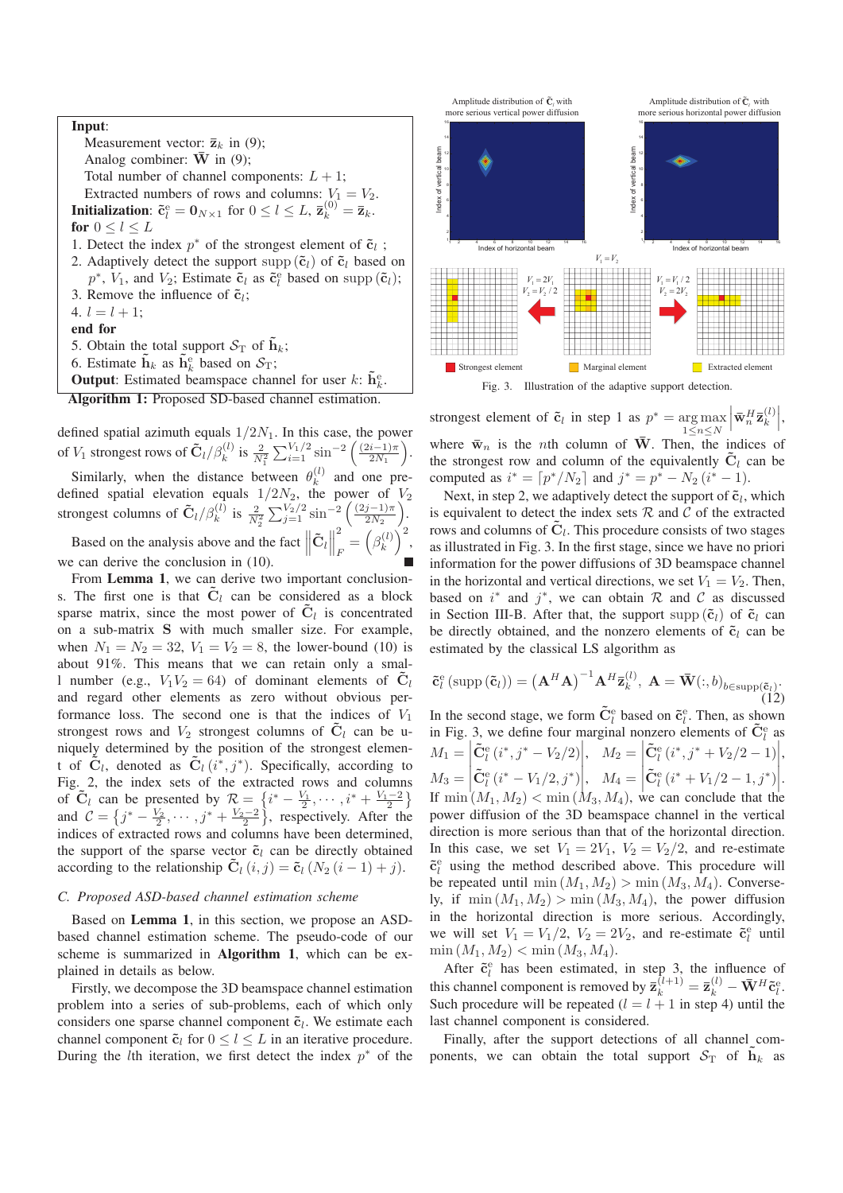**Input**:

Measurement vector: $\bar{\mathbf{z}}_k$ in (9);

Analog combiner: $\bar{\mathbf{W}}$ in (9);

Total number of channel components: $L+1$;

Extracted numbers of rows and columns: $V_1 = V_2$.

**Initialization**: $\tilde{\mathbf{c}}_l^{\mathrm{e}} = \mathbf{0}_{N\times 1}$ for $0 \le l \le L$, $\bar{\mathbf{z}}_k^{(0)} = \bar{\mathbf{z}}_k$.

**for** $0 \le l \le L$

1. Detect the index $p^*$ of the strongest element of $\tilde{\mathbf{c}}_l$ ;
2. Adaptively detect the support $\mathrm{supp}(\tilde{\mathbf{c}}_l)$ of $\tilde{\mathbf{c}}_l$ based on $p^*$, $V_1$, and $V_2$; Estimate $\tilde{\mathbf{c}}_l$ as $\tilde{\mathbf{c}}_l^{\mathrm{e}}$ based on $\mathrm{supp}(\tilde{\mathbf{c}}_l)$;
3. Remove the influence of $\tilde{\mathbf{c}}_l$;
4. $l = l+1$;

**end for**

5. Obtain the total support $\mathcal{S}_{\mathrm{T}}$ of $\tilde{\mathbf{h}}_k$;
6. Estimate $\tilde{\mathbf{h}}_k$ as $\tilde{\mathbf{h}}_k^{\mathrm{e}}$ based on $\mathcal{S}_{\mathrm{T}}$;

**Output**: Estimated beamspace channel for user $k$: $\tilde{\mathbf{h}}_k^{\mathrm{e}}$.

**Algorithm 1:** Proposed SD-based channel estimation.

defined spatial azimuth equals $1/2N_1$. In this case, the power of $V_1$ strongest rows of $\tilde{\mathbf{C}}_l/\beta_k^{(l)}$ is $\frac{2}{N_1^2}\sum_{i=1}^{V_1/2}\sin^{-2}\left(\frac{(2i-1)\pi}{2N_1}\right)$.

Similarly, when the distance between $\theta_k^{(l)}$ and one predefined spatial elevation equals $1/2N_2$, the power of $V_2$ strongest columns of $\tilde{\mathbf{C}}_l/\beta_k^{(l)}$ is $\frac{2}{N_2^2}\sum_{j=1}^{V_2/2}\sin^{-2}\left(\frac{(2j-1)\pi}{2N_2}\right)$.

Based on the analysis above and the fact $\left\|\tilde{\mathbf{C}}_l\right\|_F^2 = \left(\beta_k^{(l)}\right)^2$, we can derive the conclusion in (10). ■

From **Lemma 1**, we can derive two important conclusions. The first one is that $\tilde{\mathbf{C}}_l$ can be considered as a block sparse matrix, since the most power of $\tilde{\mathbf{C}}_l$ is concentrated on a sub-matrix $\mathbf{S}$ with much smaller size. For example, when $N_1 = N_2 = 32$, $V_1 = V_2 = 8$, the lower-bound (10) is about 91%. This means that we can retain only a small number (e.g., $V_1V_2 = 64$) of dominant elements of $\tilde{\mathbf{C}}_l$ and regard other elements as zero without obvious performance loss. The second one is that the indices of $V_1$ strongest rows and $V_2$ strongest columns of $\tilde{\mathbf{C}}_l$ can be uniquely determined by the position of the strongest element of $\tilde{\mathbf{C}}_l$, denoted as $\tilde{\mathbf{C}}_l(i^*, j^*)$. Specifically, according to Fig. 2, the index sets of the extracted rows and columns of $\tilde{\mathbf{C}}_l$ can be presented by $\mathcal{R} = \left\{i^* - \frac{V_1}{2}, \cdots, i^* + \frac{V_1-2}{2}\right\}$ and $\mathcal{C} = \left\{j^* - \frac{V_2}{2}, \cdots, j^* + \frac{V_2-2}{2}\right\}$, respectively. After the indices of extracted rows and columns have been determined, the support of the sparse vector $\tilde{\mathbf{c}}_l$ can be obtained directly according to the relationship $\tilde{\mathbf{C}}_l(i,j) = \tilde{\mathbf{c}}_l(N_2(i-1)+j)$.

### C. Proposed ASD-based channel estimation scheme

Based on **Lemma 1**, in this section, we propose an ASD-based channel estimation scheme. The pseudo-code of our scheme is summarized in **Algorithm 1**, which can be explained in details as below.

Firstly, we decompose the 3D beamspace channel estimation problem into a series of sub-problems, each of which only considers one sparse channel component $\tilde{\mathbf{c}}_l$. We estimate each channel component $\tilde{\mathbf{c}}_l$ for $0 \le l \le L$ in an iterative procedure. During the $l$th iteration, we first detect the index $p^*$ of the strongest element of $\tilde{\mathbf{c}}_l$ in step 1 as $p^* = \underset{1\le n\le N}{\arg\max}\left|\bar{\mathbf{w}}_n^H \bar{\mathbf{z}}_k^{(l)}\right|$, where $\bar{\mathbf{w}}_n$ is the $n$th column of $\bar{\mathbf{W}}$. Then, the indices of the strongest row and column of the equivalently $\tilde{\mathbf{C}}_l$ can be computed as $i^* = \lceil p^*/N_2 \rceil$ and $j^* = p^* - N_2(i^*-1)$.

Amplitude distribution of $\tilde{\mathbf{C}}_l$ with more serious vertical power diffusion

Amplitude distribution of $\tilde{\mathbf{C}}_l$ with more serious horizontal power diffusion

Fig. 3. Illustration of the adaptive support detection.

Next, in step 2, we adaptively detect the support of $\tilde{\mathbf{c}}_l$, which is equivalent to detect the index sets $\mathcal{R}$ and $\mathcal{C}$ of the extracted rows and columns of $\tilde{\mathbf{C}}_l$. This procedure consists of two stages as illustrated in Fig. 3. In the first stage, since we have no priori information for the power diffusions of 3D beamspace channel in the horizontal and vertical directions, we set $V_1 = V_2$. Then, based on $i^*$ and $j^*$, we can obtain $\mathcal{R}$ and $\mathcal{C}$ as discussed in Section III-B. After that, the support $\mathrm{supp}(\tilde{\mathbf{c}}_l)$ of $\tilde{\mathbf{c}}_l$ can be directly obtained, and the nonzero elements of $\tilde{\mathbf{c}}_l$ can be estimated by the classical LS algorithm as

$$\tilde{\mathbf{c}}_l^{\mathrm{e}}(\mathrm{supp}(\tilde{\mathbf{c}}_l)) = \left(\mathbf{A}^H\mathbf{A}\right)^{-1}\mathbf{A}^H\bar{\mathbf{z}}_k^{(l)}, \ \mathbf{A} = \bar{\mathbf{W}}(:,b)_{b\in\mathrm{supp}(\tilde{\mathbf{c}}_l)}. \tag{12}$$

In the second stage, we form $\tilde{\mathbf{C}}_l^{\mathrm{e}}$ based on $\tilde{\mathbf{c}}_l^{\mathrm{e}}$. Then, as shown in Fig. 3, we define four marginal nonzero elements of $\tilde{\mathbf{C}}_l^{\mathrm{e}}$ as $M_1 = \left|\tilde{\mathbf{C}}_l^{\mathrm{e}}(i^*, j^* - V_2/2)\right|$, $M_2 = \left|\tilde{\mathbf{C}}_l^{\mathrm{e}}(i^*, j^* + V_2/2 - 1)\right|$, $M_3 = \left|\tilde{\mathbf{C}}_l^{\mathrm{e}}(i^* - V_1/2, j^*)\right|$, $M_4 = \left|\tilde{\mathbf{C}}_l^{\mathrm{e}}(i^* + V_1/2 - 1, j^*)\right|$. If $\min(M_1, M_2) < \min(M_3, M_4)$, we can conclude that the power diffusion of the 3D beamspace channel in the vertical direction is more serious than that of the horizontal direction. In this case, we set $V_1 = 2V_1$, $V_2 = V_2/2$, and re-estimate $\tilde{\mathbf{c}}_l^{\mathrm{e}}$ using the method described above. This procedure will be repeated until $\min(M_1, M_2) > \min(M_3, M_4)$. Conversely, if $\min(M_1, M_2) > \min(M_3, M_4)$, the power diffusion in the horizontal direction is more serious. Accordingly, we will set $V_1 = V_1/2$, $V_2 = 2V_2$, and re-estimate $\tilde{\mathbf{c}}_l^{\mathrm{e}}$ until $\min(M_1, M_2) < \min(M_3, M_4)$.

After $\tilde{\mathbf{c}}_l^{\mathrm{e}}$ has been estimated, in step 3, the influence of this channel component is removed by $\bar{\mathbf{z}}_k^{(l+1)} = \bar{\mathbf{z}}_k^{(l)} - \bar{\mathbf{W}}^H\tilde{\mathbf{c}}_l^{\mathrm{e}}$. Such procedure will be repeated ($l = l+1$ in step 4) until the last channel component is considered.

Finally, after the support detections of all channel components, we can obtain the total support $\mathcal{S}_{\mathrm{T}}$ of $\tilde{\mathbf{h}}_k$ as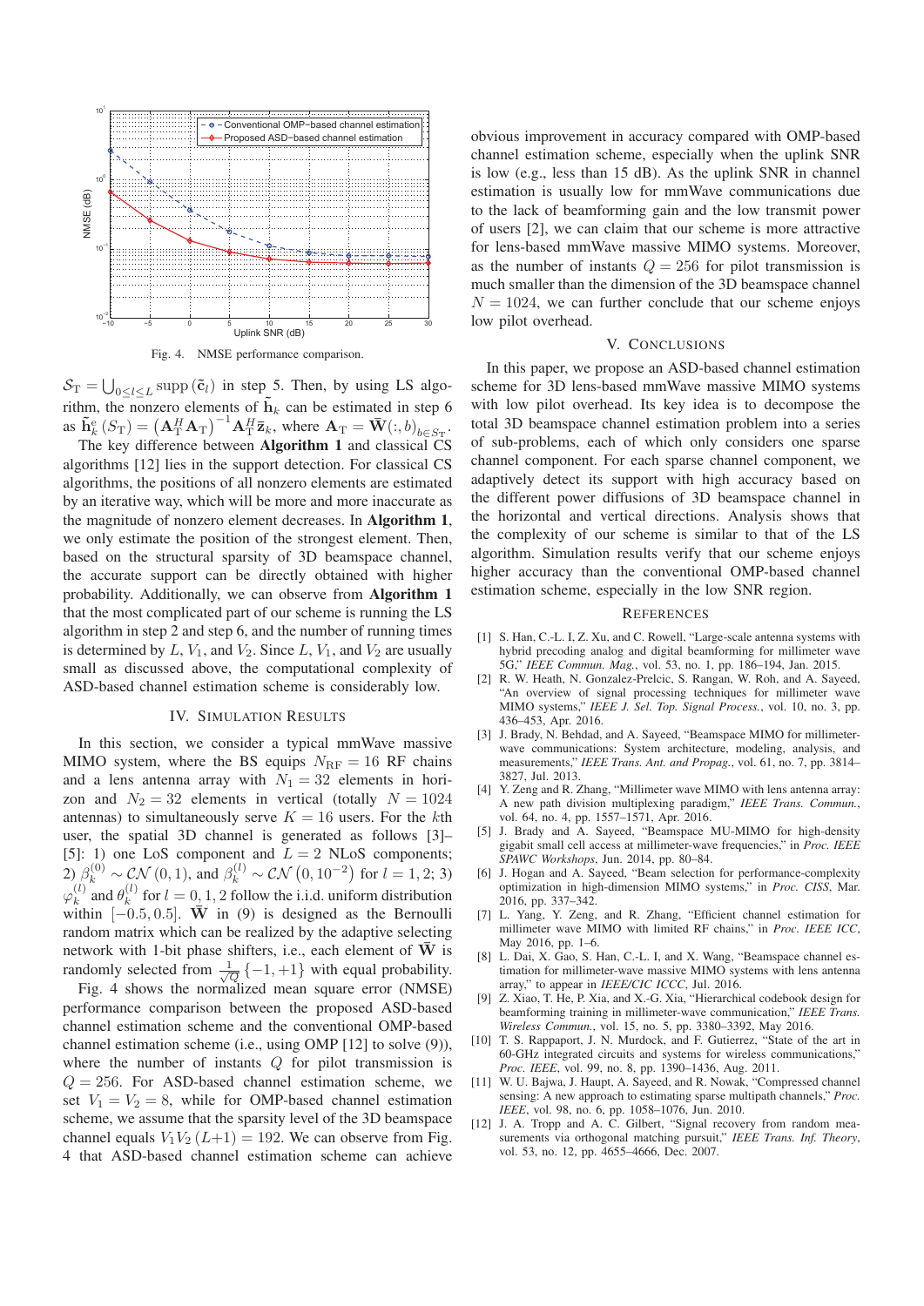10^1

- - Conventional OMP-based channel estimation
- Proposed ASD-based channel estimation

10^0

10^-1

10^-2

NMSE (dB)

-10 -5 0 5 10 15 20 25 30

Uplink SNR (dB)

Fig. 4. NMSE performance comparison.

$\mathcal{S}_{\rm T}=\bigcup_{0\leq l\leq L}{\rm supp}\left(\tilde{\mathbf{c}}_l\right)$ in step 5. Then, by using LS algorithm, the nonzero elements of $\tilde{\mathbf{h}}_k$ can be estimated in step 6 as $\tilde{\mathbf{h}}_k^{\rm e}\left(\mathcal{S}_{\rm T}\right)=\left(\mathbf{A}_{\rm T}^H\mathbf{A}_{\rm T}\right)^{-1}\mathbf{A}_{\rm T}^H\bar{\mathbf{z}}_k$, where $\mathbf{A}_{\rm T}=\bar{\mathbf{W}}(:,b)_{b\in\mathcal{S}_{\rm T}}$.

The key difference between **Algorithm 1** and classical CS algorithms [12] lies in the support detection. For classical CS algorithms, the positions of all nonzero elements are estimated by an iterative way, which will be more and more inaccurate as the magnitude of nonzero element decreases. In **Algorithm 1**, we only estimate the position of the strongest element. Then, based on the structural sparsity of 3D beamspace channel, the accurate support can be directly obtained with higher probability. Additionally, we can observe from **Algorithm 1** that the most complicated part of our scheme is running the LS algorithm in step 2 and step 6, and the number of running times is determined by $L$, $V_1$, and $V_2$. Since $L$, $V_1$, and $V_2$ are usually small as discussed above, the computational complexity of ASD-based channel estimation scheme is considerably low.

## IV. Simulation Results

In this section, we consider a typical mmWave massive MIMO system, where the BS equips $N_{\rm RF}=16$ RF chains and a lens antenna array with $N_1=32$ elements in horizon and $N_2=32$ elements in vertical (totally $N=1024$ antennas) to simultaneously serve $K=16$ users. For the $k$th user, the spatial 3D channel is generated as follows [3]–[5]: 1) one LoS component and $L=2$ NLoS components; 2) $\beta_k^{(0)}\sim\mathcal{CN}\left(0,1\right)$, and $\beta_k^{(l)}\sim\mathcal{CN}\left(0,10^{-2}\right)$ for $l=1,2$; 3) $\varphi_k^{(l)}$ and $\theta_k^{(l)}$ for $l=0,1,2$ follow the i.i.d. uniform distribution within $[-0.5,0.5]$. $\bar{\mathbf{W}}$ in (9) is designed as the Bernoulli random matrix which can be realized by the adaptive selecting network with 1-bit phase shifters, i.e., each element of $\bar{\mathbf{W}}$ is randomly selected from $\frac{1}{\sqrt{Q}}\left\{-1,+1\right\}$ with equal probability.

Fig. 4 shows the normalized mean square error (NMSE) performance comparison between the proposed ASD-based channel estimation scheme and the conventional OMP-based channel estimation scheme (i.e., using OMP [12] to solve (9)), where the number of instants $Q$ for pilot transmission is $Q=256$. For ASD-based channel estimation scheme, we set $V_1=V_2=8$, while for OMP-based channel estimation scheme, we assume that the sparsity level of the 3D beamspace channel equals $V_1V_2\left(L{+}1\right)=192$. We can observe from Fig. 4 that ASD-based channel estimation scheme can achieve obvious improvement in accuracy compared with OMP-based channel estimation scheme, especially when the uplink SNR is low (e.g., less than 15 dB). As the uplink SNR in channel estimation is usually low for mmWave communications due to the lack of beamforming gain and the low transmit power of users [2], we can claim that our scheme is more attractive for lens-based mmWave massive MIMO systems. Moreover, as the number of instants $Q=256$ for pilot transmission is much smaller than the dimension of the 3D beamspace channel $N=1024$, we can further conclude that our scheme enjoys low pilot overhead.

## V. Conclusions

In this paper, we propose an ASD-based channel estimation scheme for 3D lens-based mmWave massive MIMO systems with low pilot overhead. Its key idea is to decompose the total 3D beamspace channel estimation problem into a series of sub-problems, each of which only considers one sparse channel component. For each sparse channel component, we adaptively detect its support with high accuracy based on the different power diffusions of 3D beamspace channel in the horizontal and vertical directions. Analysis shows that the complexity of our scheme is similar to that of the LS algorithm. Simulation results verify that our scheme enjoys higher accuracy than the conventional OMP-based channel estimation scheme, especially in the low SNR region.

## References

[1] S. Han, C.-L. I, Z. Xu, and C. Rowell, "Large-scale antenna systems with hybrid precoding analog and digital beamforming for millimeter wave 5G," *IEEE Commun. Mag.*, vol. 53, no. 1, pp. 186–194, Jan. 2015.

[2] R. W. Heath, N. Gonzalez-Prelcic, S. Rangan, W. Roh, and A. Sayeed, "An overview of signal processing techniques for millimeter wave MIMO systems," *IEEE J. Sel. Top. Signal Process.*, vol. 10, no. 3, pp. 436–453, Apr. 2016.

[3] J. Brady, N. Behdad, and A. Sayeed, "Beamspace MIMO for millimeter-wave communications: System architecture, modeling, analysis, and measurements," *IEEE Trans. Ant. and Propag.*, vol. 61, no. 7, pp. 3814–3827, Jul. 2013.

[4] Y. Zeng and R. Zhang, "Millimeter wave MIMO with lens antenna array: A new path division multiplexing paradigm," *IEEE Trans. Commun.*, vol. 64, no. 4, pp. 1557–1571, Apr. 2016.

[5] J. Brady and A. Sayeed, "Beamspace MU-MIMO for high-density gigabit small cell access at millimeter-wave frequencies," in *Proc. IEEE SPAWC Workshops*, Jun. 2014, pp. 80–84.

[6] J. Hogan and A. Sayeed, "Beam selection for performance-complexity optimization in high-dimension MIMO systems," in *Proc. CISS*, Mar. 2016, pp. 337–342.

[7] L. Yang, Y. Zeng, and R. Zhang, "Efficient channel estimation for millimeter wave MIMO with limited RF chains," in *Proc. IEEE ICC*, May 2016, pp. 1–6.

[8] L. Dai, X. Gao, S. Han, C.-L. I, and X. Wang, "Beamspace channel estimation for millimeter-wave massive MIMO systems with lens antenna array," to appear in *IEEE/CIC ICCC*, Jul. 2016.

[9] Z. Xiao, T. He, P. Xia, and X.-G. Xia, "Hierarchical codebook design for beamforming training in millimeter-wave communication," *IEEE Trans. Wireless Commun.*, vol. 15, no. 5, pp. 3380–3392, May 2016.

[10] T. S. Rappaport, J. N. Murdock, and F. Gutierrez, "State of the art in 60-GHz integrated circuits and systems for wireless communications," *Proc. IEEE*, vol. 99, no. 8, pp. 1390–1436, Aug. 2011.

[11] W. U. Bajwa, J. Haupt, A. Sayeed, and R. Nowak, "Compressed channel sensing: A new approach to estimating sparse multipath channels," *Proc. IEEE*, vol. 98, no. 6, pp. 1058–1076, Jun. 2010.

[12] J. A. Tropp and A. C. Gilbert, "Signal recovery from random measurements via orthogonal matching pursuit," *IEEE Trans. Inf. Theory*, vol. 53, no. 12, pp. 4655–4666, Dec. 2007.